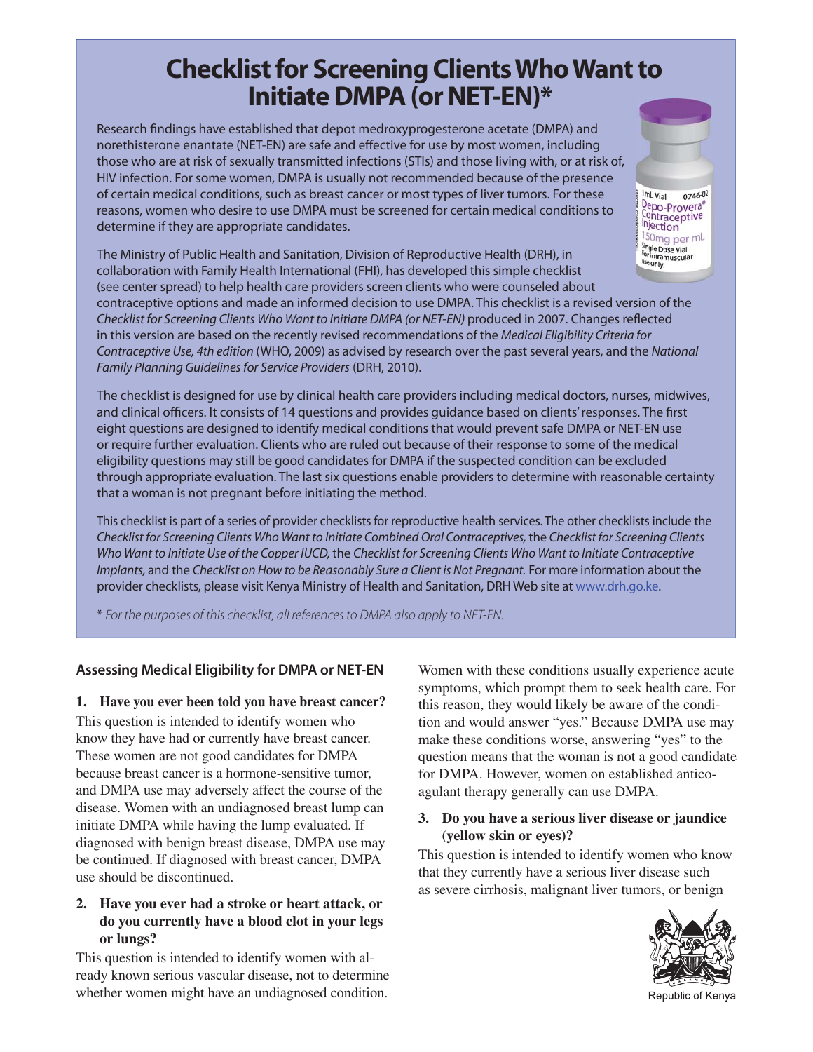# Checklist for Screening Clients Who Want to Initiate DMPA (or NET-EN)*

Research findings have established that depot medroxyprogesterone acetate (DMPA) and norethisterone enantate (NET-EN) are safe and effective for use by most women, including those who are at risk of sexually transmitted infections (STIs) and those living with, or at risk of, HIV infection. For some women, DMPA is usually not recommended because of the presence of certain medical conditions, such as breast cancer or most types of liver tumors. For these reasons, women who desire to use DMPA must be screened for certain medical conditions to determine if they are appropriate candidates.

The Ministry of Public Health and Sanitation, Division of Reproductive Health (DRH), in collaboration with Family Health International (FHI), has developed this simple checklist (see center spread) to help health care providers screen clients who were counseled about contraceptive options and made an informed decision to use DMPA. This checklist is a revised version of the *Checklist for Screening Clients Who Want to Initiate DMPA (or NET-EN)* produced in 2007. Changes reflected in this version are based on the recently revised recommendations of the *Medical Eligibility Criteria for Contraceptive Use, 4th edition* (WHO, 2009) as advised by research over the past several years, and the *National Family Planning Guidelines for Service Providers* (DRH, 2010).

The checklist is designed for use by clinical health care providers including medical doctors, nurses, midwives, and clinical officers. It consists of 14 questions and provides guidance based on clients' responses. The first eight questions are designed to identify medical conditions that would prevent safe DMPA or NET-EN use or require further evaluation. Clients who are ruled out because of their response to some of the medical eligibility questions may still be good candidates for DMPA if the suspected condition can be excluded through appropriate evaluation. The last six questions enable providers to determine with reasonable certainty that a woman is not pregnant before initiating the method.

This checklist is part of a series of provider checklists for reproductive health services. The other checklists include the *Checklist for Screening Clients Who Want to Initiate Combined Oral Contraceptives,* the *Checklist for Screening Clients Who Want to Initiate Use of the Copper IUCD,* the *Checklist for Screening Clients Who Want to Initiate Contraceptive Implants,* and the *Checklist on How to be Reasonably Sure a Client is Not Pregnant.* For more information about the provider checklists, please visit Kenya Ministry of Health and Sanitation, DRH Web site at www.drh.go.ke.

\* *For the purposes of this checklist, all references to DMPA also apply to NET-EN.*

## Assessing Medical Eligibility for DMPA or NET-EN

**1. Have you ever been told you have breast cancer?**

This question is intended to identify women who know they have had or currently have breast cancer. These women are not good candidates for DMPA because breast cancer is a hormone-sensitive tumor, and DMPA use may adversely affect the course of the disease. Women with an undiagnosed breast lump can initiate DMPA while having the lump evaluated. If diagnosed with benign breast disease, DMPA use may be continued. If diagnosed with breast cancer, DMPA use should be discontinued.

**2. Have you ever had a stroke or heart attack, or do you currently have a blood clot in your legs or lungs?**

This question is intended to identify women with already known serious vascular disease, not to determine whether women might have an undiagnosed condition. Women with these conditions usually experience acute symptoms, which prompt them to seek health care. For this reason, they would likely be aware of the condition and would answer "yes." Because DMPA use may make these conditions worse, answering "yes" to the question means that the woman is not a good candidate for DMPA. However, women on established anticoagulant therapy generally can use DMPA.

**3. Do you have a serious liver disease or jaundice (yellow skin or eyes)?**

This question is intended to identify women who know that they currently have a serious liver disease such as severe cirrhosis, malignant liver tumors, or benign

Republic of Kenya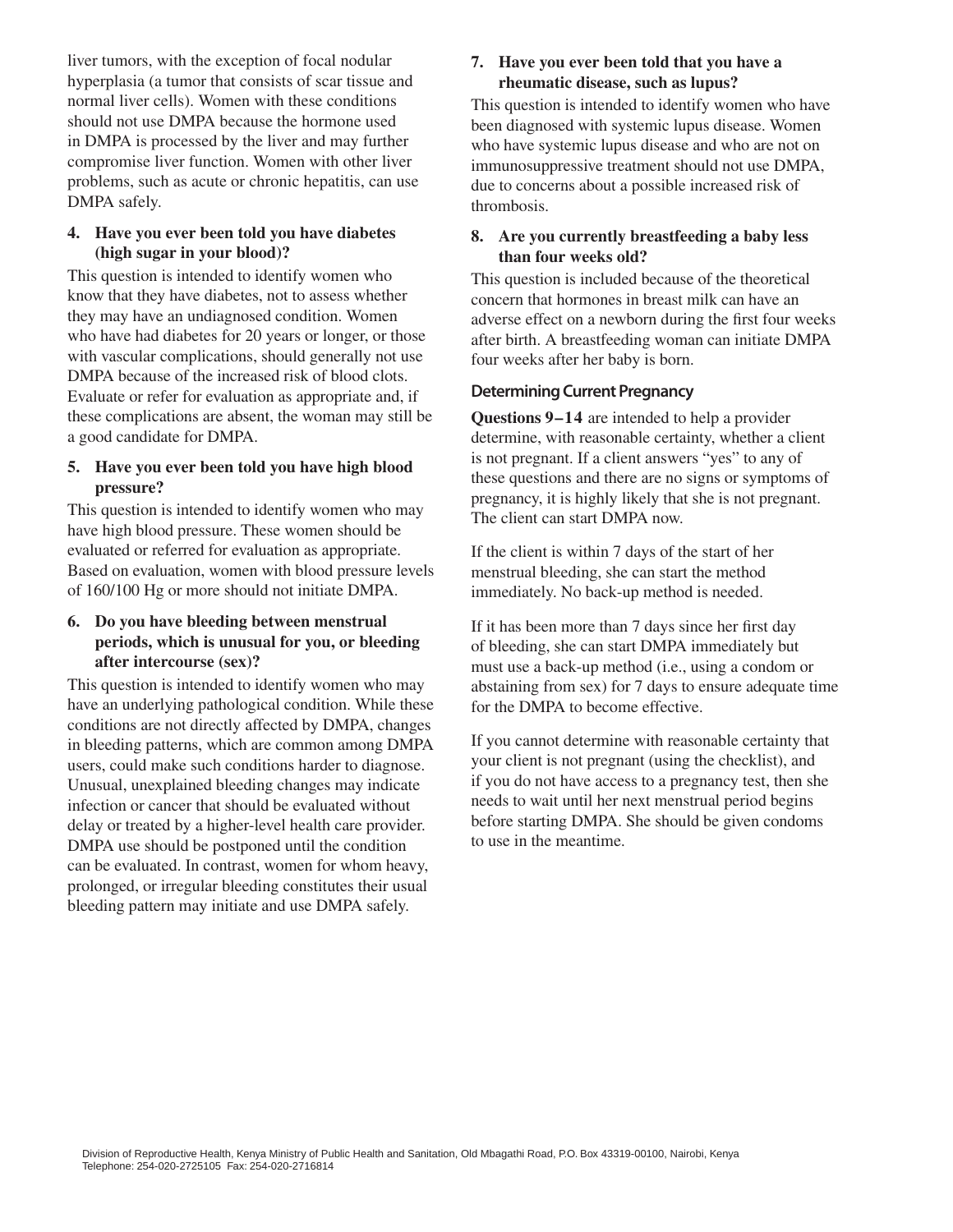liver tumors, with the exception of focal nodular hyperplasia (a tumor that consists of scar tissue and normal liver cells). Women with these conditions should not use DMPA because the hormone used in DMPA is processed by the liver and may further compromise liver function. Women with other liver problems, such as acute or chronic hepatitis, can use DMPA safely.

**4. Have you ever been told you have diabetes (high sugar in your blood)?**

This question is intended to identify women who know that they have diabetes, not to assess whether they may have an undiagnosed condition. Women who have had diabetes for 20 years or longer, or those with vascular complications, should generally not use DMPA because of the increased risk of blood clots. Evaluate or refer for evaluation as appropriate and, if these complications are absent, the woman may still be a good candidate for DMPA.

**5. Have you ever been told you have high blood pressure?**

This question is intended to identify women who may have high blood pressure. These women should be evaluated or referred for evaluation as appropriate. Based on evaluation, women with blood pressure levels of 160/100 Hg or more should not initiate DMPA.

**6. Do you have bleeding between menstrual periods, which is unusual for you, or bleeding after intercourse (sex)?**

This question is intended to identify women who may have an underlying pathological condition. While these conditions are not directly affected by DMPA, changes in bleeding patterns, which are common among DMPA users, could make such conditions harder to diagnose. Unusual, unexplained bleeding changes may indicate infection or cancer that should be evaluated without delay or treated by a higher-level health care provider. DMPA use should be postponed until the condition can be evaluated. In contrast, women for whom heavy, prolonged, or irregular bleeding constitutes their usual bleeding pattern may initiate and use DMPA safely.

**7. Have you ever been told that you have a rheumatic disease, such as lupus?**

This question is intended to identify women who have been diagnosed with systemic lupus disease. Women who have systemic lupus disease and who are not on immunosuppressive treatment should not use DMPA, due to concerns about a possible increased risk of thrombosis.

**8. Are you currently breastfeeding a baby less than four weeks old?**

This question is included because of the theoretical concern that hormones in breast milk can have an adverse effect on a newborn during the first four weeks after birth. A breastfeeding woman can initiate DMPA four weeks after her baby is born.

### Determining Current Pregnancy

**Questions 9–14** are intended to help a provider determine, with reasonable certainty, whether a client is not pregnant. If a client answers "yes" to any of these questions and there are no signs or symptoms of pregnancy, it is highly likely that she is not pregnant. The client can start DMPA now.

If the client is within 7 days of the start of her menstrual bleeding, she can start the method immediately. No back-up method is needed.

If it has been more than 7 days since her first day of bleeding, she can start DMPA immediately but must use a back-up method (i.e., using a condom or abstaining from sex) for 7 days to ensure adequate time for the DMPA to become effective.

If you cannot determine with reasonable certainty that your client is not pregnant (using the checklist), and if you do not have access to a pregnancy test, then she needs to wait until her next menstrual period begins before starting DMPA. She should be given condoms to use in the meantime.

Division of Reproductive Health, Kenya Ministry of Public Health and Sanitation, Old Mbagathi Road, P.O. Box 43319-00100, Nairobi, Kenya
Telephone: 254-020-2725105 Fax: 254-020-2716814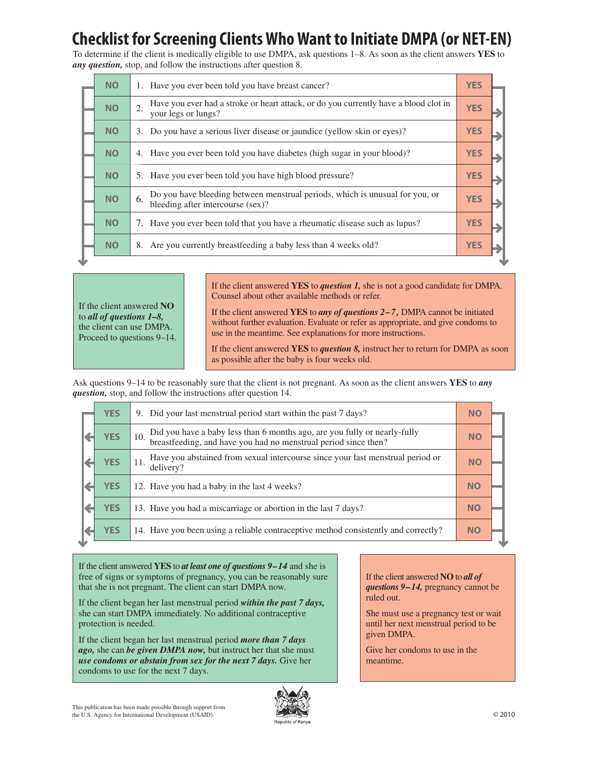# Checklist for Screening Clients Who Want to Initiate DMPA (or NET-EN)

To determine if the client is medically eligible to use DMPA, ask questions 1–8. As soon as the client answers **YES** to ***any question,*** stop, and follow the instructions after question 8.

| | | |
|---|---|---|
| NO | 1. Have you ever been told you have breast cancer? | YES |
| NO | 2. Have you ever had a stroke or heart attack, or do you currently have a blood clot in your legs or lungs? | YES |
| NO | 3. Do you have a serious liver disease or jaundice (yellow skin or eyes)? | YES |
| NO | 4. Have you ever been told you have diabetes (high sugar in your blood)? | YES |
| NO | 5. Have you ever been told you have high blood pressure? | YES |
| NO | 6. Do you have bleeding between menstrual periods, which is unusual for you, or bleeding after intercourse (sex)? | YES |
| NO | 7. Have you ever been told that you have a rheumatic disease such as lupus? | YES |
| NO | 8. Are you currently breastfeeding a baby less than 4 weeks old? | YES |

If the client answered **NO** to ***all of questions 1–8,*** the client can use DMPA. Proceed to questions 9–14.

If the client answered **YES** to ***question 1,*** she is not a good candidate for DMPA. Counsel about other available methods or refer.

If the client answered **YES** to ***any of questions 2–7,*** DMPA cannot be initiated without further evaluation. Evaluate or refer as appropriate, and give condoms to use in the meantime. See explanations for more instructions.

If the client answered **YES** to ***question 8,*** instruct her to return for DMPA as soon as possible after the baby is four weeks old.

Ask questions 9–14 to be reasonably sure that the client is not pregnant. As soon as the client answers **YES** to ***any question,*** stop, and follow the instructions after question 14.

| | | |
|---|---|---|
| YES | 9. Did your last menstrual period start within the past 7 days? | NO |
| YES | 10. Did you have a baby less than 6 months ago, are you fully or nearly-fully breastfeeding, and have you had no menstrual period since then? | NO |
| YES | 11. Have you abstained from sexual intercourse since your last menstrual period or delivery? | NO |
| YES | 12. Have you had a baby in the last 4 weeks? | NO |
| YES | 13. Have you had a miscarriage or abortion in the last 7 days? | NO |
| YES | 14. Have you been using a reliable contraceptive method consistently and correctly? | NO |

If the client answered **YES** to ***at least one of questions 9–14*** and she is free of signs or symptoms of pregnancy, you can be reasonably sure that she is not pregnant. The client can start DMPA now.

If the client began her last menstrual period ***within the past 7 days,*** she can start DMPA immediately. No additional contraceptive protection is needed.

If the client began her last menstrual period ***more than 7 days ago,*** she can ***be given DMPA now,*** but instruct her that she must ***use condoms or abstain from sex for the next 7 days.*** Give her condoms to use for the next 7 days.

If the client answered **NO** to ***all of questions 9–14,*** pregnancy cannot be ruled out.

She must use a pregnancy test or wait until her next menstrual period to be given DMPA.

Give her condoms to use in the meantime.

This publication has been made possible through support from the U.S. Agency for International Development (USAID).

Republic of Kenya

© 2010